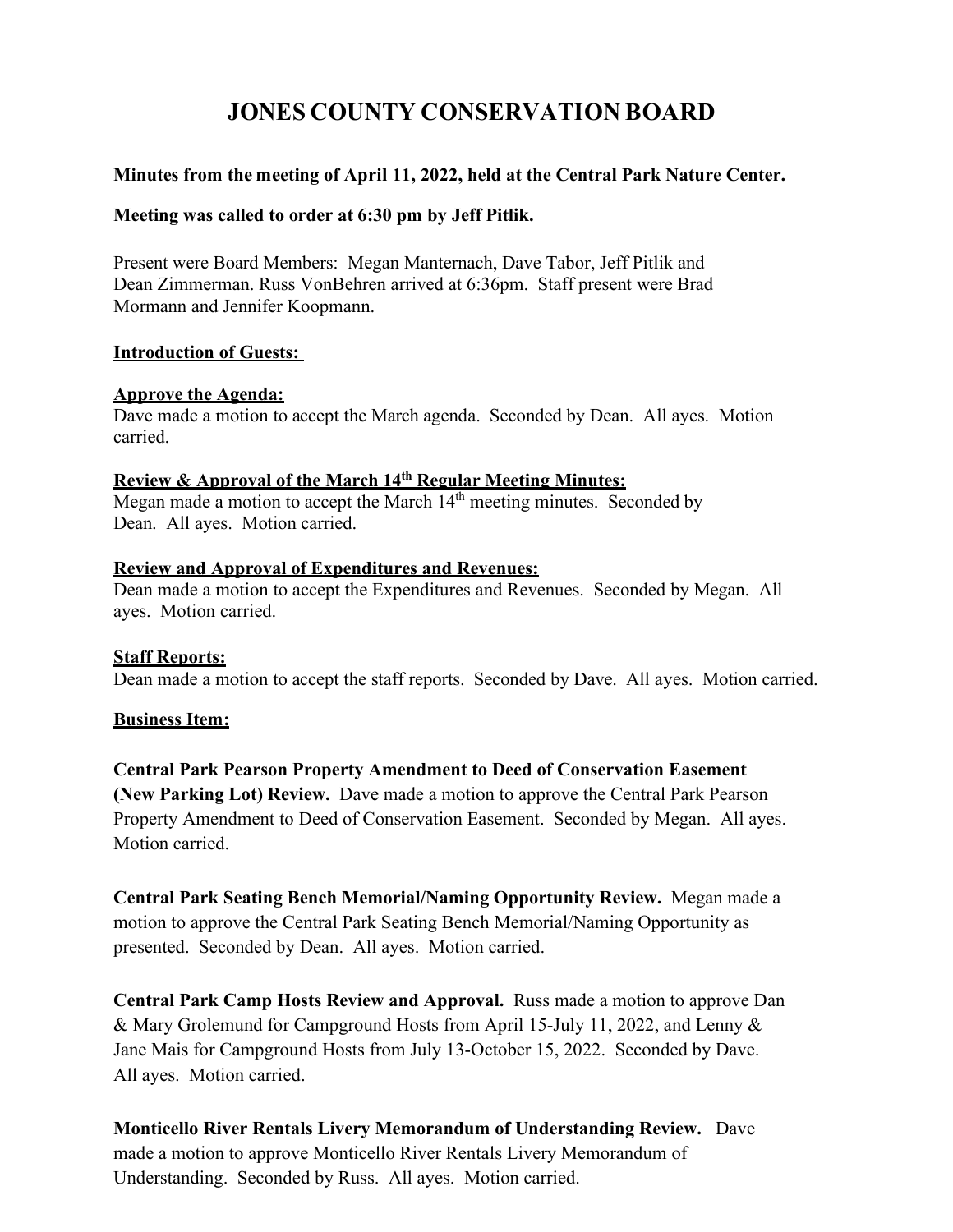# JONES COUNTY CONSERVATION BOARD

**Minutes from the meeting of April 11, 2022, held at the Central Park Nature Center.**

**Meeting was called to order at 6:30 pm by Jeff Pitlik.**

Present were Board Members: Megan Manternach, Dave Tabor, Jeff Pitlik and Dean Zimmerman. Russ VonBehren arrived at 6:36pm. Staff present were Brad Mormann and Jennifer Koopmann.

**Introduction of Guests:**

**Approve the Agenda:**
Dave made a motion to accept the March agenda. Seconded by Dean. All ayes. Motion carried.

**Review & Approval of the March 14th Regular Meeting Minutes:**
Megan made a motion to accept the March 14th meeting minutes. Seconded by Dean. All ayes. Motion carried.

**Review and Approval of Expenditures and Revenues:**
Dean made a motion to accept the Expenditures and Revenues. Seconded by Megan. All ayes. Motion carried.

**Staff Reports:**
Dean made a motion to accept the staff reports. Seconded by Dave. All ayes. Motion carried.

**Business Item:**

**Central Park Pearson Property Amendment to Deed of Conservation Easement (New Parking Lot) Review.** Dave made a motion to approve the Central Park Pearson Property Amendment to Deed of Conservation Easement. Seconded by Megan. All ayes. Motion carried.

**Central Park Seating Bench Memorial/Naming Opportunity Review.** Megan made a motion to approve the Central Park Seating Bench Memorial/Naming Opportunity as presented. Seconded by Dean. All ayes. Motion carried.

**Central Park Camp Hosts Review and Approval.** Russ made a motion to approve Dan & Mary Grolemund for Campground Hosts from April 15-July 11, 2022, and Lenny & Jane Mais for Campground Hosts from July 13-October 15, 2022. Seconded by Dave. All ayes. Motion carried.

**Monticello River Rentals Livery Memorandum of Understanding Review.** Dave made a motion to approve Monticello River Rentals Livery Memorandum of Understanding. Seconded by Russ. All ayes. Motion carried.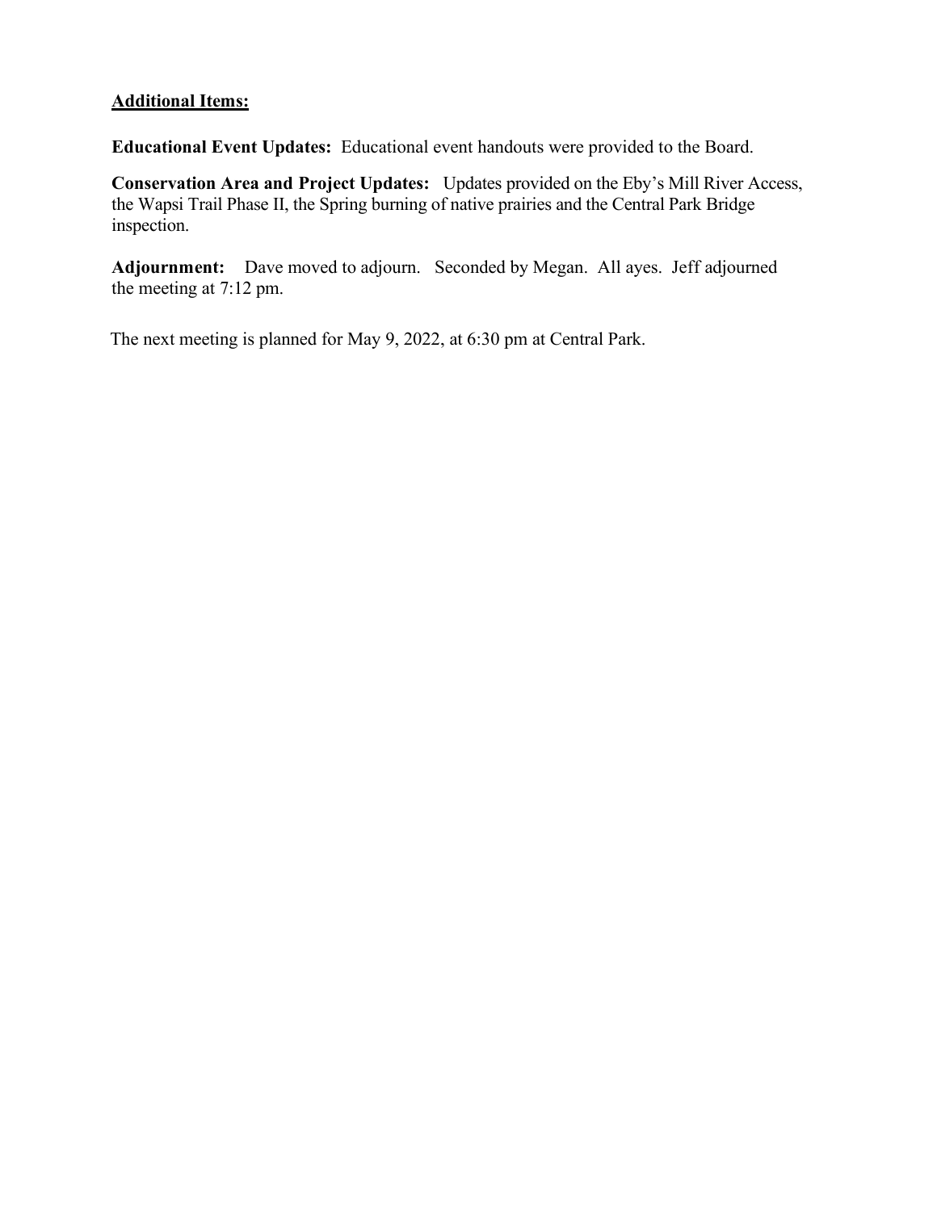**Additional Items:**

**Educational Event Updates:** Educational event handouts were provided to the Board.

**Conservation Area and Project Updates:** Updates provided on the Eby's Mill River Access, the Wapsi Trail Phase II, the Spring burning of native prairies and the Central Park Bridge inspection.

**Adjournment:** Dave moved to adjourn. Seconded by Megan. All ayes. Jeff adjourned the meeting at 7:12 pm.

The next meeting is planned for May 9, 2022, at 6:30 pm at Central Park.